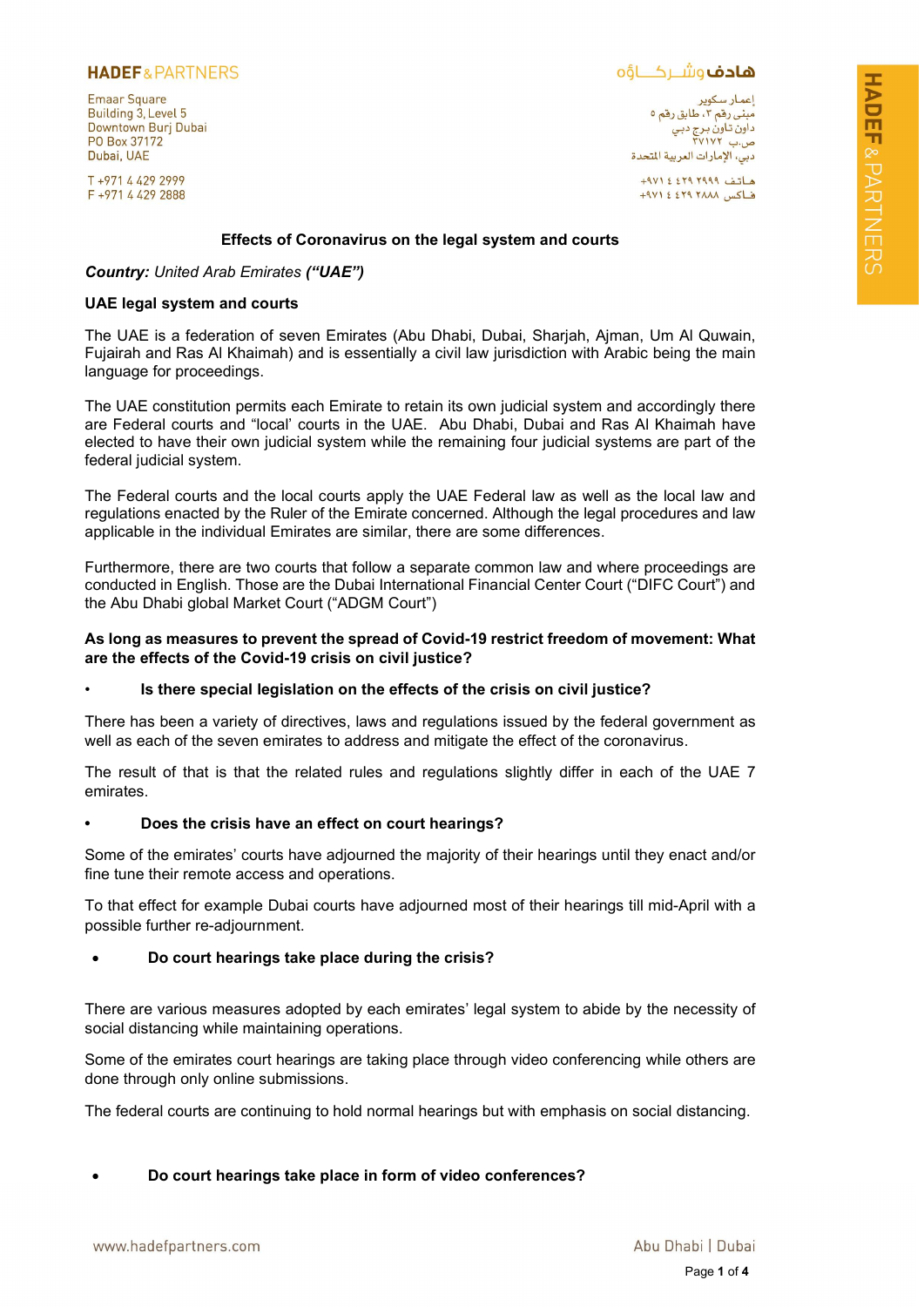**HADEF & PARTNERS**

Emaar Square
Building 3, Level 5
Downtown Burj Dubai
PO Box 37172
Dubai, UAE

T +971 4 429 2999
F +971 4 429 2888

هادف وشركاؤه

إعمار سكوير
مبنى رقم ٣، طابق رقم ٥
داون تاون برج دبي
ص.ب ٣٧١٧٢
دبي، الإمارات العربية المتحدة

هاتف ٢٩٩٩ ٤٢٩ ٤ ٩٧١+
فاكس ٢٨٨٨ ٤٢٩ ٤ ٩٧١+

## Effects of Coronavirus on the legal system and courts

***Country:*** *United Arab Emirates* ***("UAE")***

**UAE legal system and courts**

The UAE is a federation of seven Emirates (Abu Dhabi, Dubai, Sharjah, Ajman, Um Al Quwain, Fujairah and Ras Al Khaimah) and is essentially a civil law jurisdiction with Arabic being the main language for proceedings.

The UAE constitution permits each Emirate to retain its own judicial system and accordingly there are Federal courts and "local' courts in the UAE. Abu Dhabi, Dubai and Ras Al Khaimah have elected to have their own judicial system while the remaining four judicial systems are part of the federal judicial system.

The Federal courts and the local courts apply the UAE Federal law as well as the local law and regulations enacted by the Ruler of the Emirate concerned. Although the legal procedures and law applicable in the individual Emirates are similar, there are some differences.

Furthermore, there are two courts that follow a separate common law and where proceedings are conducted in English. Those are the Dubai International Financial Center Court ("DIFC Court") and the Abu Dhabi global Market Court ("ADGM Court")

**As long as measures to prevent the spread of Covid-19 restrict freedom of movement: What are the effects of the Covid-19 crisis on civil justice?**

- **Is there special legislation on the effects of the crisis on civil justice?**

There has been a variety of directives, laws and regulations issued by the federal government as well as each of the seven emirates to address and mitigate the effect of the coronavirus.

The result of that is that the related rules and regulations slightly differ in each of the UAE 7 emirates.

- **Does the crisis have an effect on court hearings?**

Some of the emirates' courts have adjourned the majority of their hearings until they enact and/or fine tune their remote access and operations.

To that effect for example Dubai courts have adjourned most of their hearings till mid-April with a possible further re-adjournment.

- **Do court hearings take place during the crisis?**

There are various measures adopted by each emirates' legal system to abide by the necessity of social distancing while maintaining operations.

Some of the emirates court hearings are taking place through video conferencing while others are done through only online submissions.

The federal courts are continuing to hold normal hearings but with emphasis on social distancing.

- **Do court hearings take place in form of video conferences?**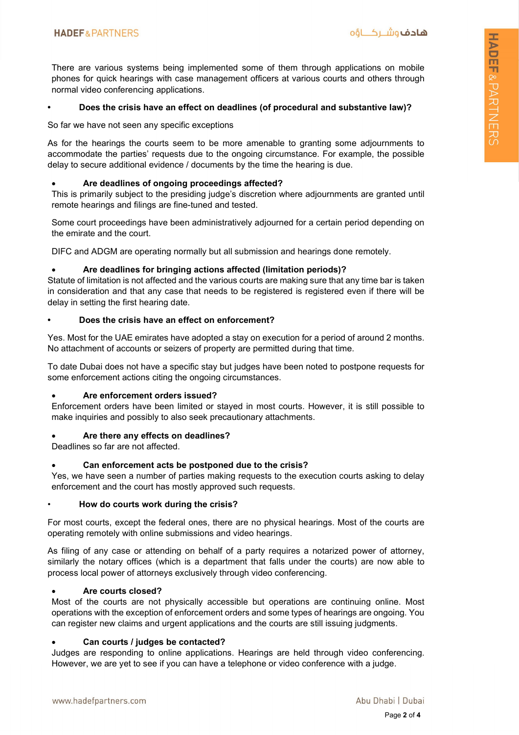There are various systems being implemented some of them through applications on mobile phones for quick hearings with case management officers at various courts and others through normal video conferencing applications.

- **Does the crisis have an effect on deadlines (of procedural and substantive law)?**

So far we have not seen any specific exceptions

As for the hearings the courts seem to be more amenable to granting some adjournments to accommodate the parties' requests due to the ongoing circumstance. For example, the possible delay to secure additional evidence / documents by the time the hearing is due.

- **Are deadlines of ongoing proceedings affected?**
  This is primarily subject to the presiding judge's discretion where adjournments are granted until remote hearings and filings are fine-tuned and tested.

  Some court proceedings have been administratively adjourned for a certain period depending on the emirate and the court.

  DIFC and ADGM are operating normally but all submission and hearings done remotely.

- **Are deadlines for bringing actions affected (limitation periods)?**

Statute of limitation is not affected and the various courts are making sure that any time bar is taken in consideration and that any case that needs to be registered is registered even if there will be delay in setting the first hearing date.

- **Does the crisis have an effect on enforcement?**

Yes. Most for the UAE emirates have adopted a stay on execution for a period of around 2 months. No attachment of accounts or seizers of property are permitted during that time.

To date Dubai does not have a specific stay but judges have been noted to postpone requests for some enforcement actions citing the ongoing circumstances.

- **Are enforcement orders issued?**
  Enforcement orders have been limited or stayed in most courts. However, it is still possible to make inquiries and possibly to also seek precautionary attachments.

- **Are there any effects on deadlines?**
  Deadlines so far are not affected.

- **Can enforcement acts be postponed due to the crisis?**
  Yes, we have seen a number of parties making requests to the execution courts asking to delay enforcement and the court has mostly approved such requests.

- **How do courts work during the crisis?**

For most courts, except the federal ones, there are no physical hearings. Most of the courts are operating remotely with online submissions and video hearings.

As filing of any case or attending on behalf of a party requires a notarized power of attorney, similarly the notary offices (which is a department that falls under the courts) are now able to process local power of attorneys exclusively through video conferencing.

- **Are courts closed?**
  Most of the courts are not physically accessible but operations are continuing online. Most operations with the exception of enforcement orders and some types of hearings are ongoing. You can register new claims and urgent applications and the courts are still issuing judgments.

- **Can courts / judges be contacted?**
  Judges are responding to online applications. Hearings are held through video conferencing. However, we are yet to see if you can have a telephone or video conference with a judge.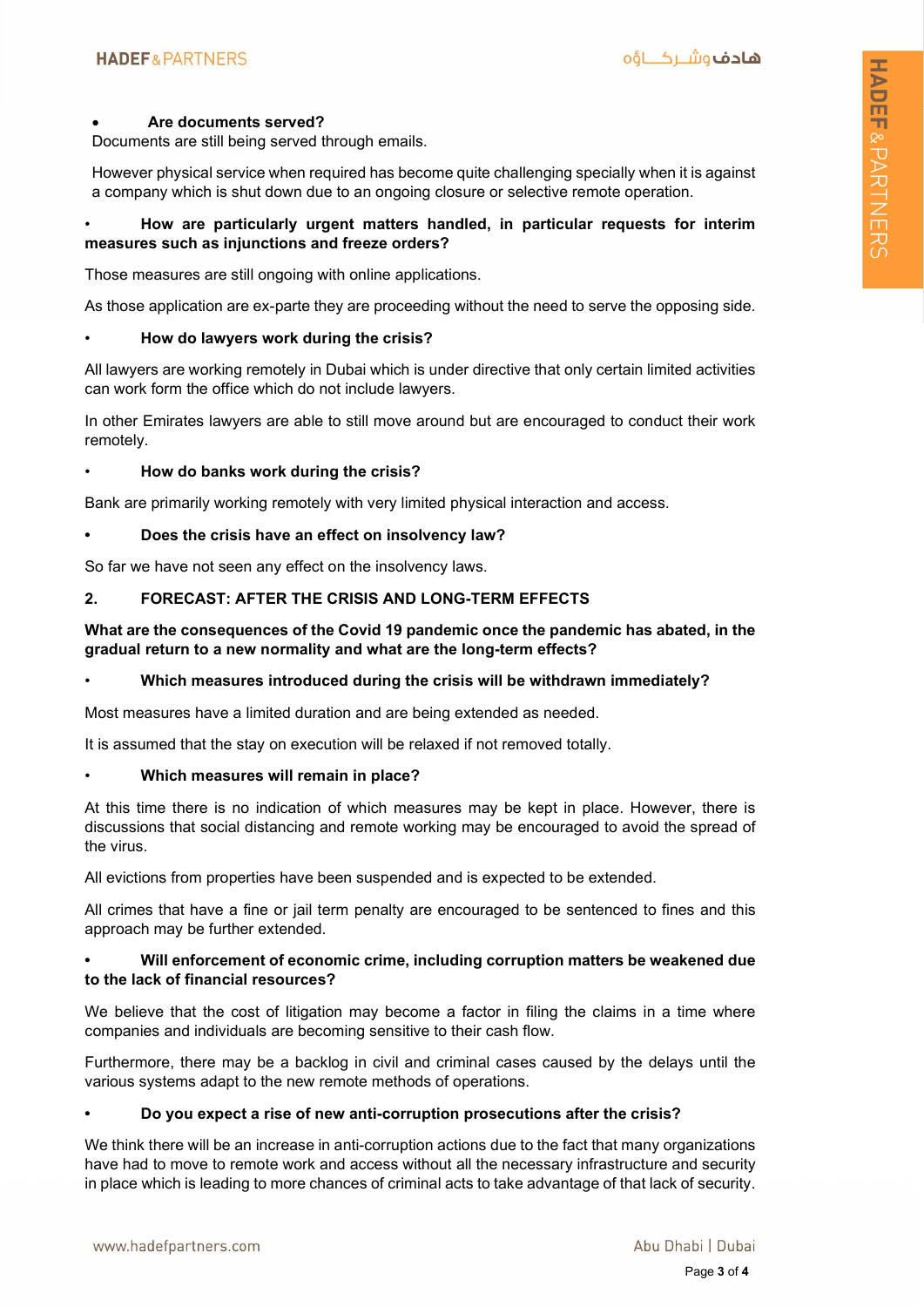- **Are documents served?**

Documents are still being served through emails.

However physical service when required has become quite challenging specially when it is against a company which is shut down due to an ongoing closure or selective remote operation.

- **How are particularly urgent matters handled, in particular requests for interim measures such as injunctions and freeze orders?**

Those measures are still ongoing with online applications.

As those application are ex-parte they are proceeding without the need to serve the opposing side.

- **How do lawyers work during the crisis?**

All lawyers are working remotely in Dubai which is under directive that only certain limited activities can work form the office which do not include lawyers.

In other Emirates lawyers are able to still move around but are encouraged to conduct their work remotely.

- **How do banks work during the crisis?**

Bank are primarily working remotely with very limited physical interaction and access.

- **Does the crisis have an effect on insolvency law?**

So far we have not seen any effect on the insolvency laws.

## 2. FORECAST: AFTER THE CRISIS AND LONG-TERM EFFECTS

**What are the consequences of the Covid 19 pandemic once the pandemic has abated, in the gradual return to a new normality and what are the long-term effects?**

- **Which measures introduced during the crisis will be withdrawn immediately?**

Most measures have a limited duration and are being extended as needed.

It is assumed that the stay on execution will be relaxed if not removed totally.

- **Which measures will remain in place?**

At this time there is no indication of which measures may be kept in place. However, there is discussions that social distancing and remote working may be encouraged to avoid the spread of the virus.

All evictions from properties have been suspended and is expected to be extended.

All crimes that have a fine or jail term penalty are encouraged to be sentenced to fines and this approach may be further extended.

- **Will enforcement of economic crime, including corruption matters be weakened due to the lack of financial resources?**

We believe that the cost of litigation may become a factor in filing the claims in a time where companies and individuals are becoming sensitive to their cash flow.

Furthermore, there may be a backlog in civil and criminal cases caused by the delays until the various systems adapt to the new remote methods of operations.

- **Do you expect a rise of new anti-corruption prosecutions after the crisis?**

We think there will be an increase in anti-corruption actions due to the fact that many organizations have had to move to remote work and access without all the necessary infrastructure and security in place which is leading to more chances of criminal acts to take advantage of that lack of security.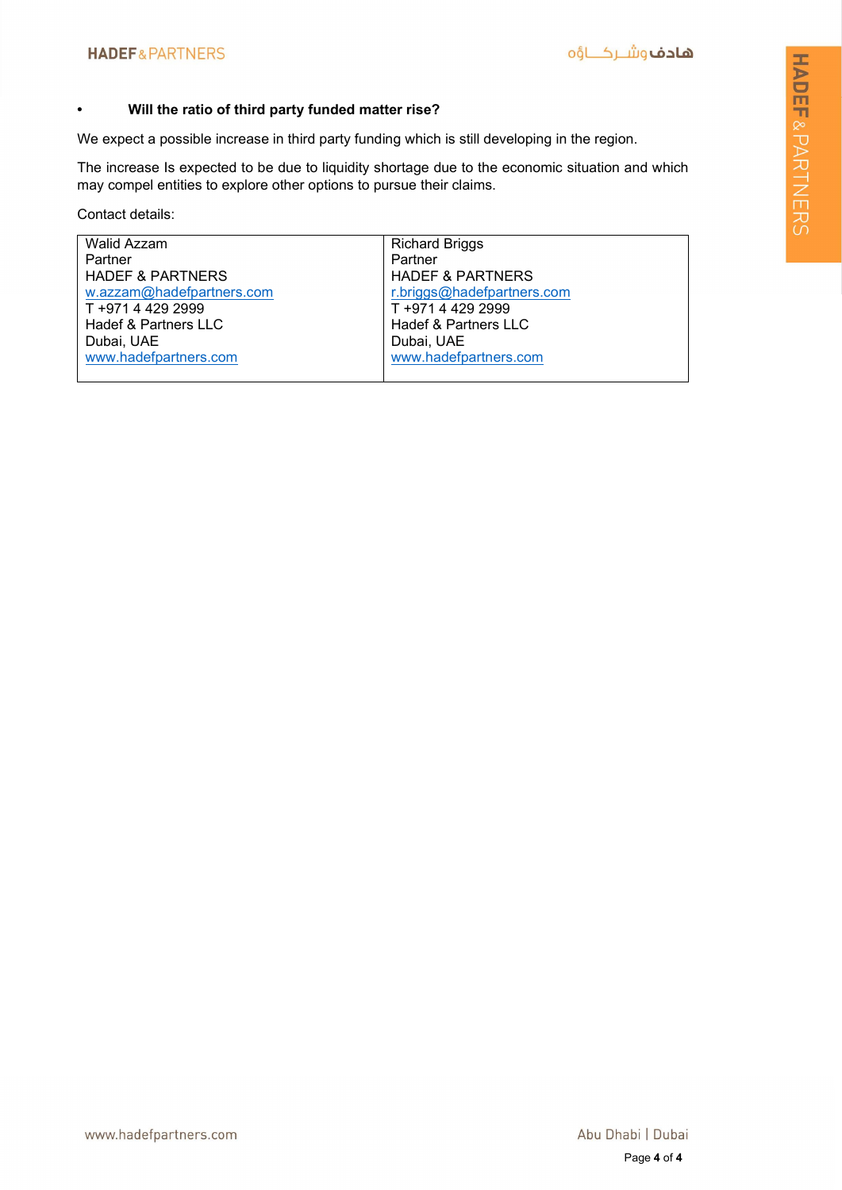- **Will the ratio of third party funded matter rise?**

We expect a possible increase in third party funding which is still developing in the region.

The increase Is expected to be due to liquidity shortage due to the economic situation and which may compel entities to explore other options to pursue their claims.

Contact details:

| | |
|---|---|
| Walid Azzam<br>Partner<br>HADEF & PARTNERS<br>w.azzam@hadefpartners.com<br>T +971 4 429 2999<br>Hadef & Partners LLC<br>Dubai, UAE<br>www.hadefpartners.com | Richard Briggs<br>Partner<br>HADEF & PARTNERS<br>r.briggs@hadefpartners.com<br>T +971 4 429 2999<br>Hadef & Partners LLC<br>Dubai, UAE<br>www.hadefpartners.com |